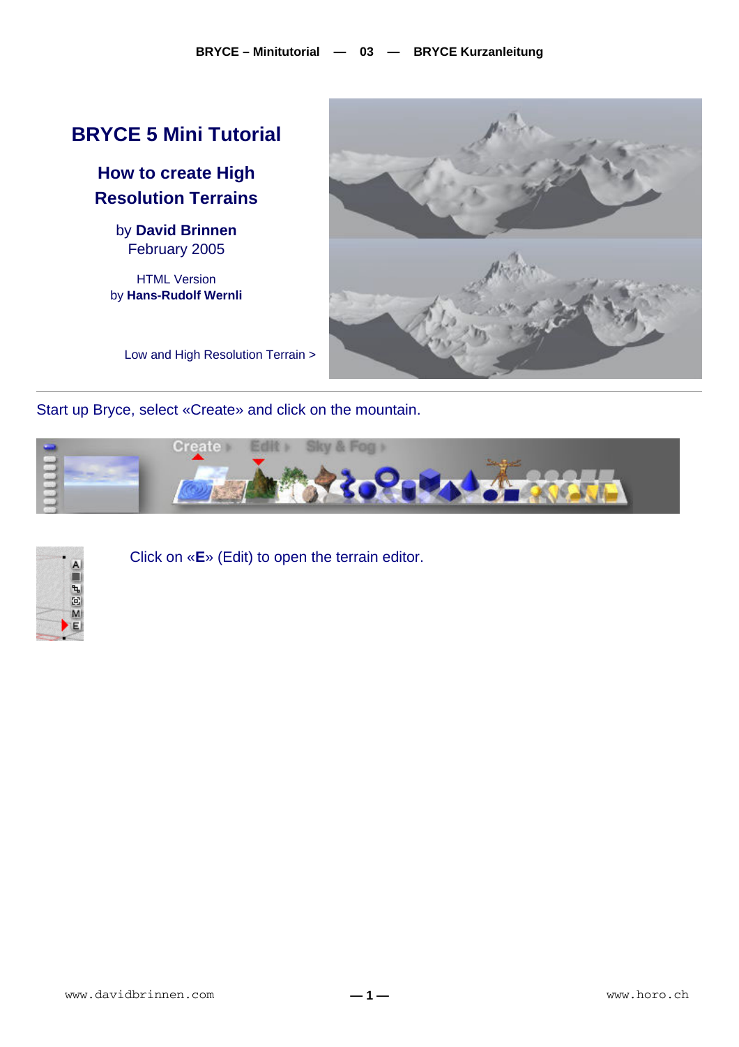# BRYCE 5 Mini Tutorial

## How to create High Resolution Terrains

by **David Brinnen**
February 2005

HTML Version
by **Hans-Rudolf Wernli**

Low and High Resolution Terrain >

Start up Bryce, select «Create» and click on the mountain.

Click on «**E**» (Edit) to open the terrain editor.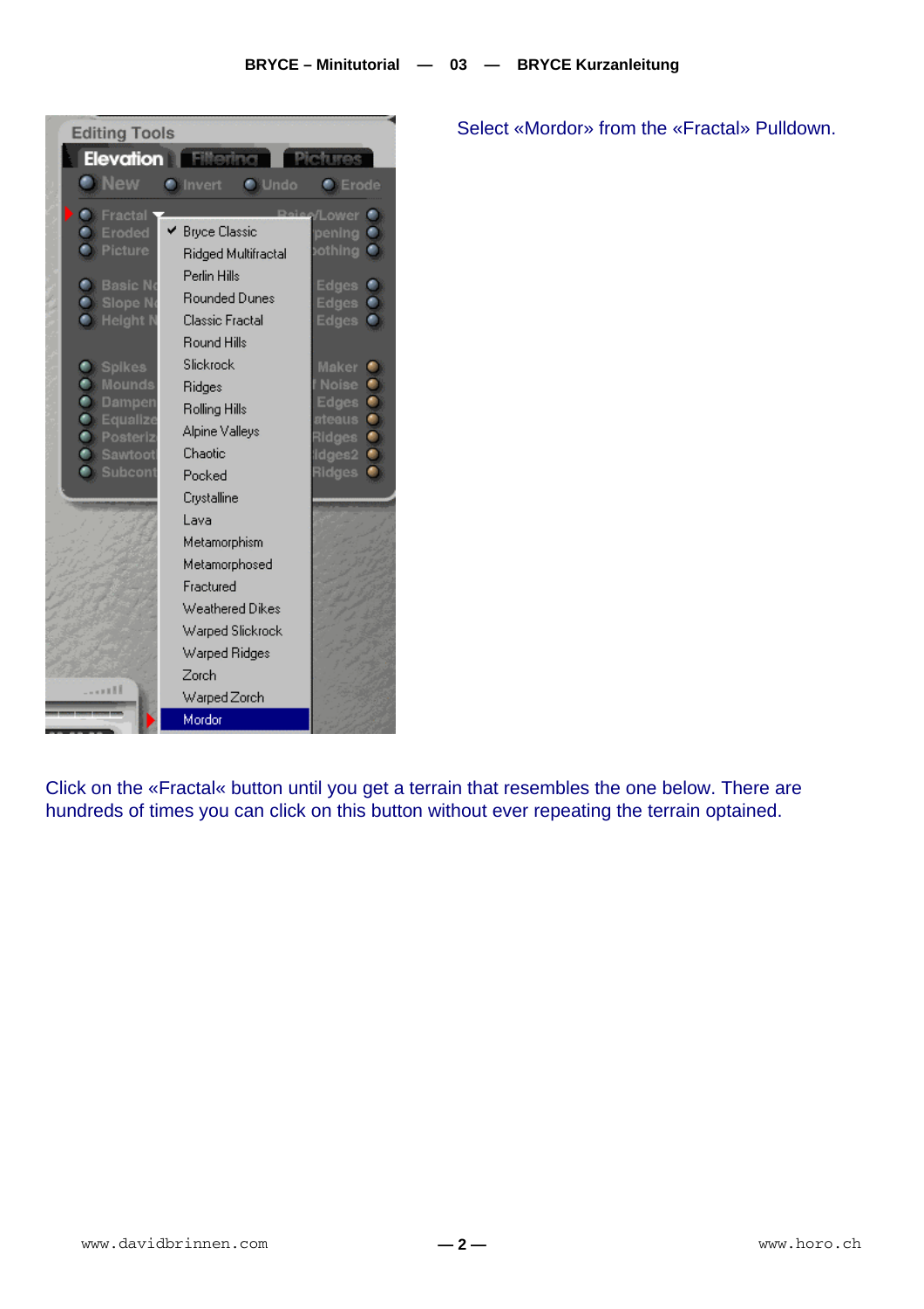Select «Mordor» from the «Fractal» Pulldown.

Click on the «Fractal« button until you get a terrain that resembles the one below. There are hundreds of times you can click on this button without ever repeating the terrain optained.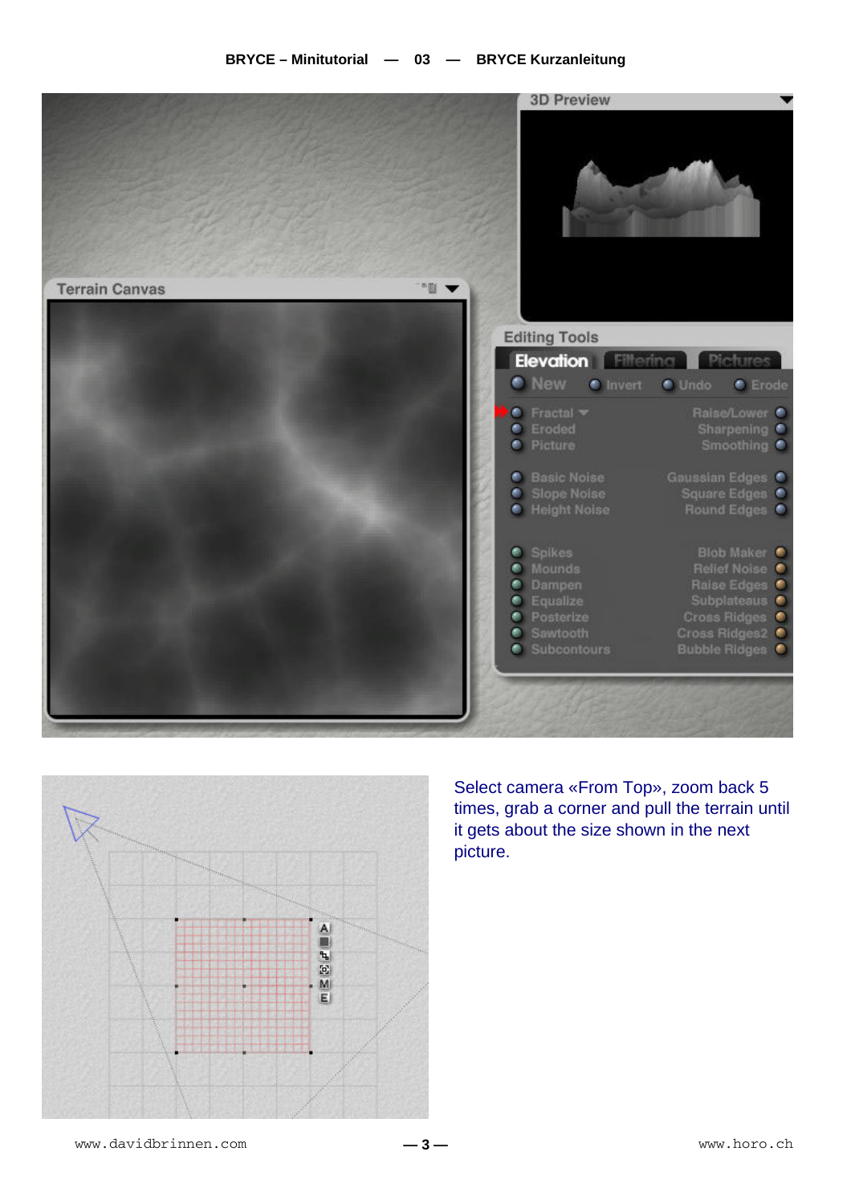Select camera «From Top», zoom back 5 times, grab a corner and pull the terrain until it gets about the size shown in the next picture.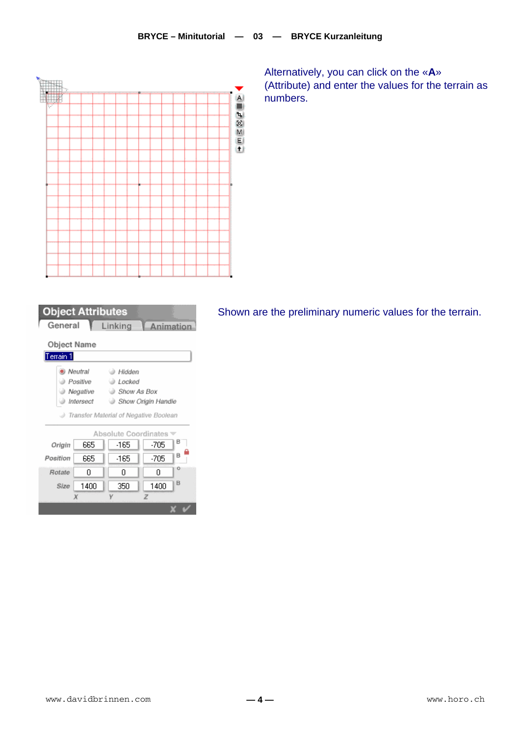Alternatively, you can click on the «**A**» (Attribute) and enter the values for the terrain as numbers.

Shown are the preliminary numeric values for the terrain.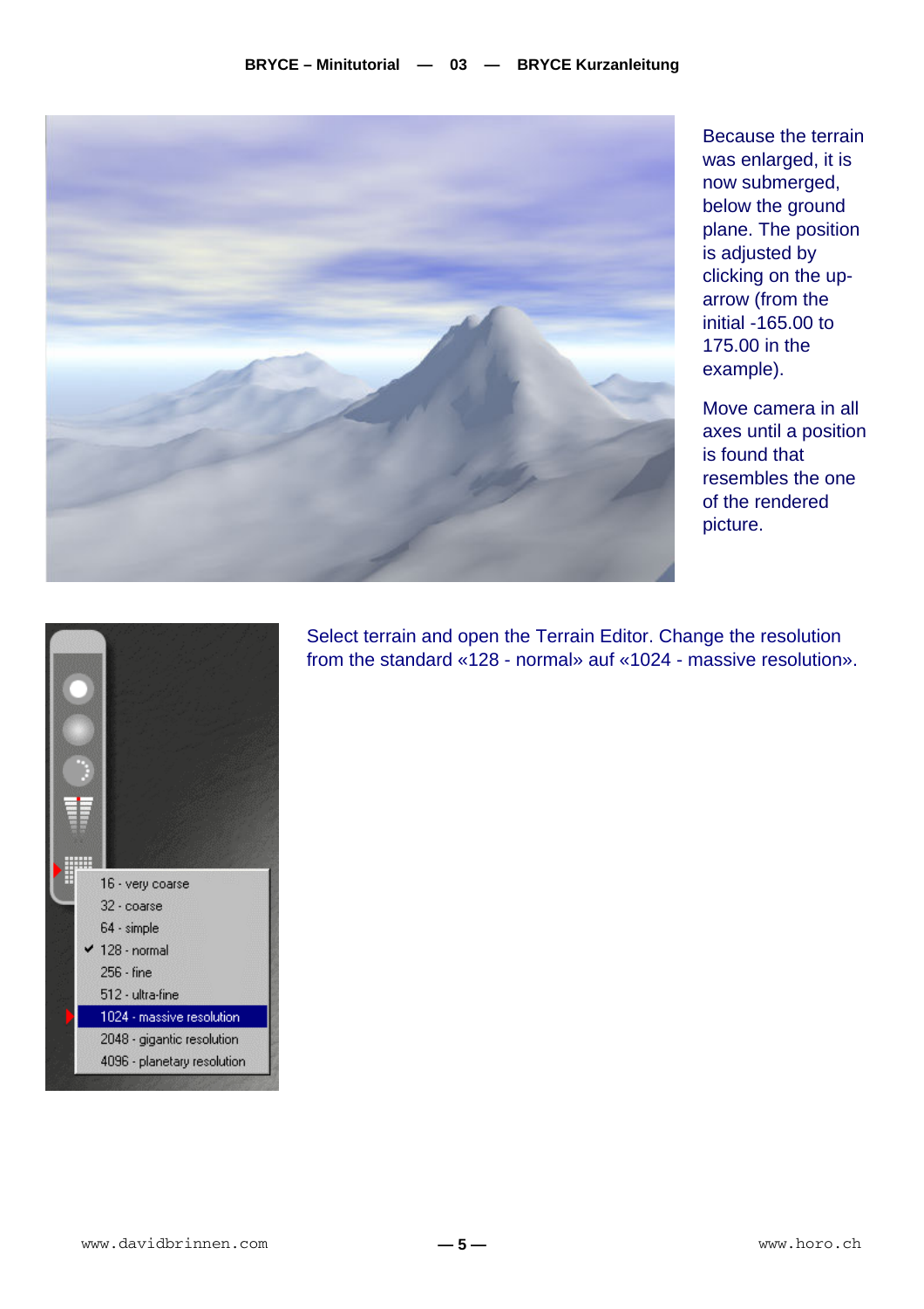Because the terrain was enlarged, it is now submerged, below the ground plane. The position is adjusted by clicking on the up-arrow (from the initial -165.00 to 175.00 in the example).

Move camera in all axes until a position is found that resembles the one of the rendered picture.

Select terrain and open the Terrain Editor. Change the resolution from the standard «128 - normal» auf «1024 - massive resolution».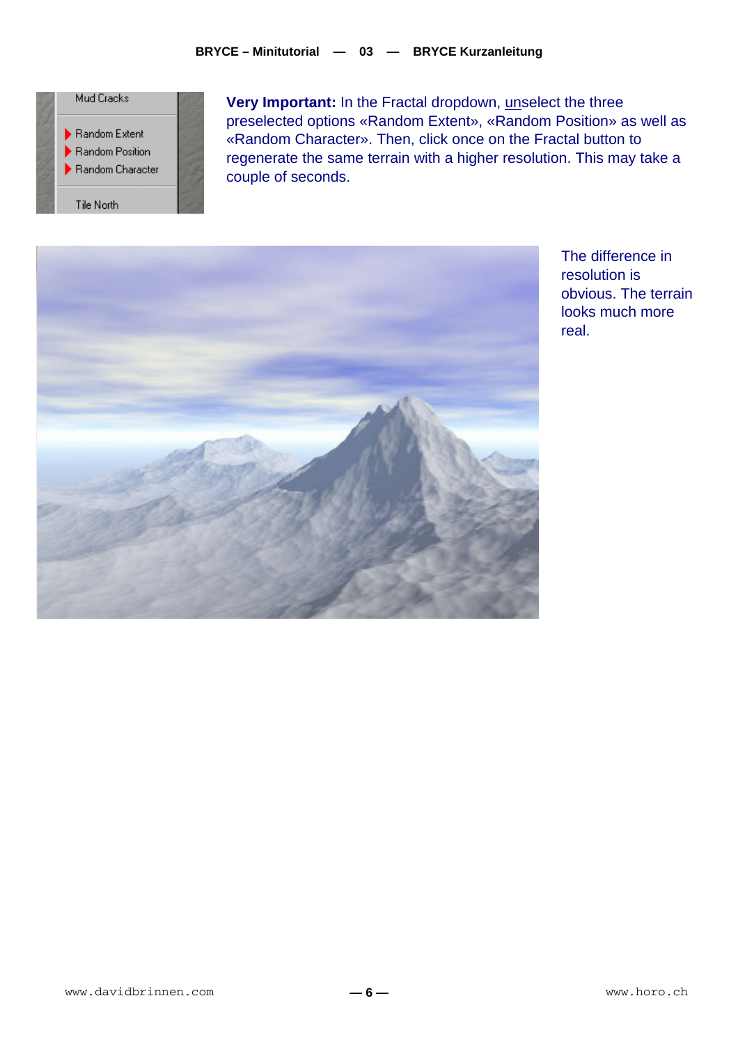**Very Important:** In the Fractal dropdown, unselect the three preselected options «Random Extent», «Random Position» as well as «Random Character». Then, click once on the Fractal button to regenerate the same terrain with a higher resolution. This may take a couple of seconds.

The difference in resolution is obvious. The terrain looks much more real.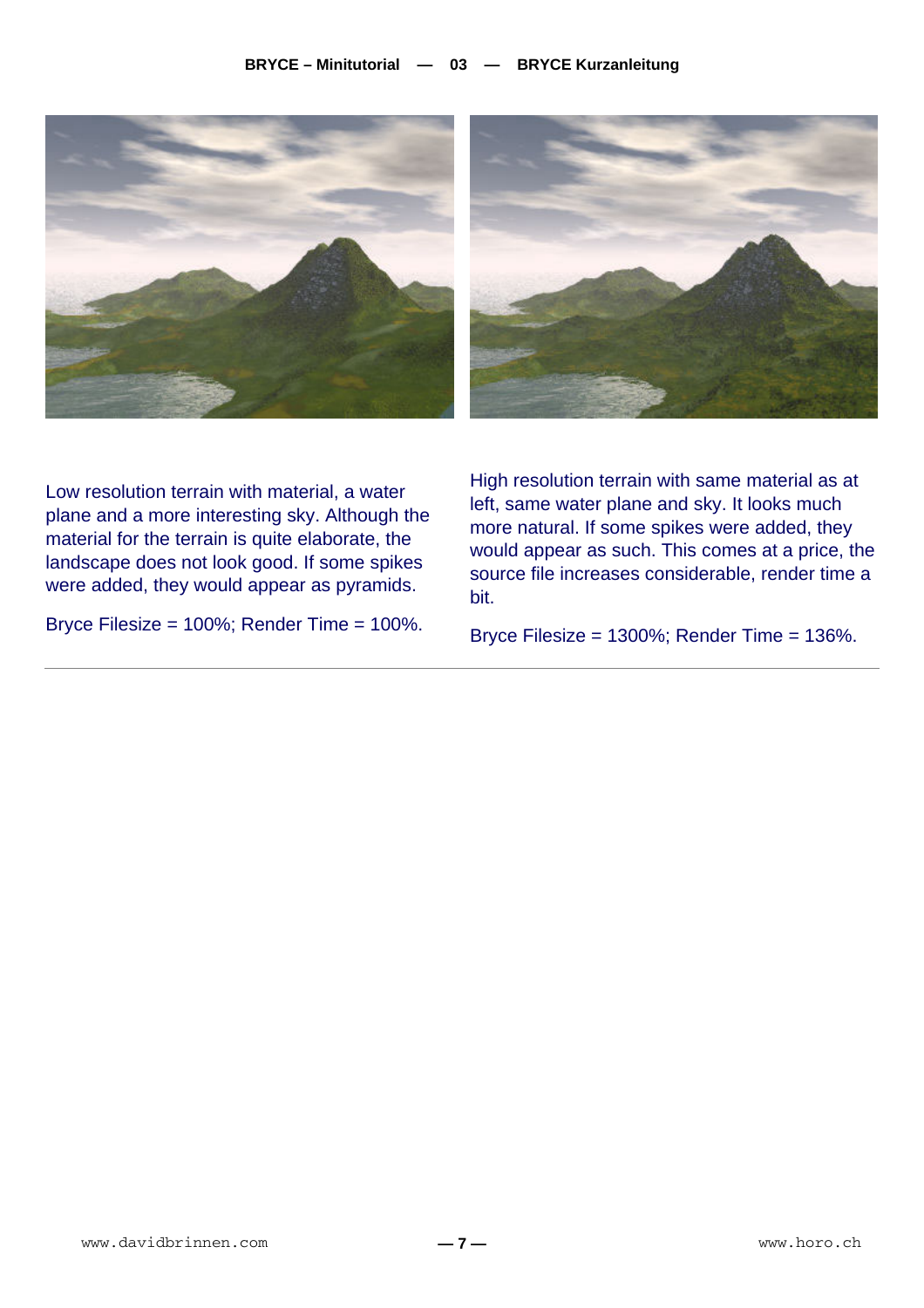Low resolution terrain with material, a water plane and a more interesting sky. Although the material for the terrain is quite elaborate, the landscape does not look good. If some spikes were added, they would appear as pyramids.

Bryce Filesize = 100%; Render Time = 100%.

High resolution terrain with same material as at left, same water plane and sky. It looks much more natural. If some spikes were added, they would appear as such. This comes at a price, the source file increases considerable, render time a bit.

Bryce Filesize = 1300%; Render Time = 136%.